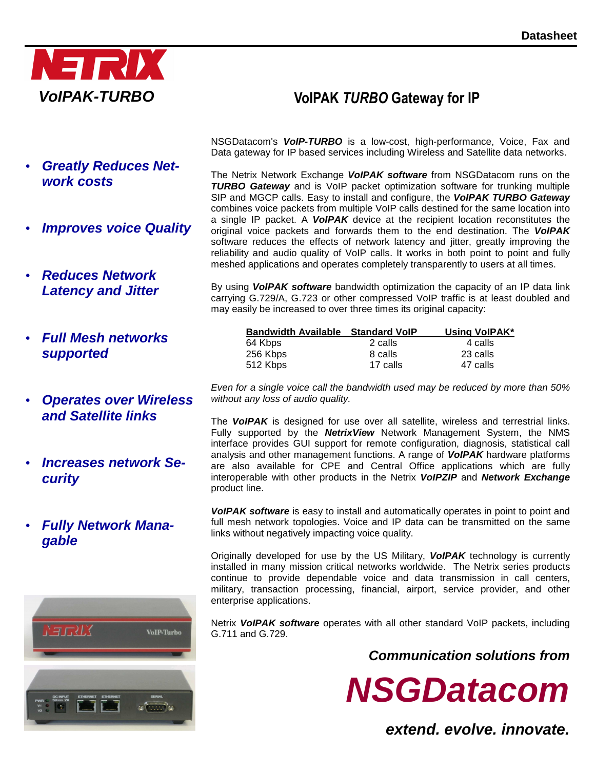NETRIX

## VoIPAK-TURBO

# VoIPAK *TURBO* Gateway for IP

- ***Greatly Reduces Network costs***
- ***Improves voice Quality***
- ***Reduces Network Latency and Jitter***
- ***Full Mesh networks supported***
- ***Operates over Wireless and Satellite links***
- ***Increases network Security***
- ***Fully Network Managable***

NSGDatacom's ***VoIP-TURBO*** is a low-cost, high-performance, Voice, Fax and Data gateway for IP based services including Wireless and Satellite data networks.

The Netrix Network Exchange ***VoIPAK software*** from NSGDatacom runs on the ***TURBO Gateway*** and is VoIP packet optimization software for trunking multiple SIP and MGCP calls. Easy to install and configure, the ***VoIPAK TURBO Gateway*** combines voice packets from multiple VoIP calls destined for the same location into a single IP packet. A ***VoIPAK*** device at the recipient location reconstitutes the original voice packets and forwards them to the end destination. The ***VoIPAK*** software reduces the effects of network latency and jitter, greatly improving the reliability and audio quality of VoIP calls. It works in both point to point and fully meshed applications and operates completely transparently to users at all times.

By using ***VoIPAK software*** bandwidth optimization the capacity of an IP data link carrying G.729/A, G.723 or other compressed VoIP traffic is at least doubled and may easily be increased to over three times its original capacity:

| Bandwidth Available | Standard VoIP | Using VoIPAK* |
|---|---|---|
| 64 Kbps | 2 calls | 4 calls |
| 256 Kbps | 8 calls | 23 calls |
| 512 Kbps | 17 calls | 47 calls |

*Even for a single voice call the bandwidth used may be reduced by more than 50% without any loss of audio quality.*

The ***VoIPAK*** is designed for use over all satellite, wireless and terrestrial links. Fully supported by the ***NetrixView*** Network Management System, the NMS interface provides GUI support for remote configuration, diagnosis, statistical call analysis and other management functions. A range of ***VoIPAK*** hardware platforms are also available for CPE and Central Office applications which are fully interoperable with other products in the Netrix ***VoIPZIP*** and ***Network Exchange*** product line.

***VoIPAK software*** is easy to install and automatically operates in point to point and full mesh network topologies. Voice and IP data can be transmitted on the same links without negatively impacting voice quality.

Originally developed for use by the US Military, ***VoIPAK*** technology is currently installed in many mission critical networks worldwide. The Netrix series products continue to provide dependable voice and data transmission in call centers, military, transaction processing, financial, airport, service provider, and other enterprise applications.

Netrix ***VoIPAK software*** operates with all other standard VoIP packets, including G.711 and G.729.

***Communication solutions from***

***NSGDatacom***

***extend. evolve. innovate.***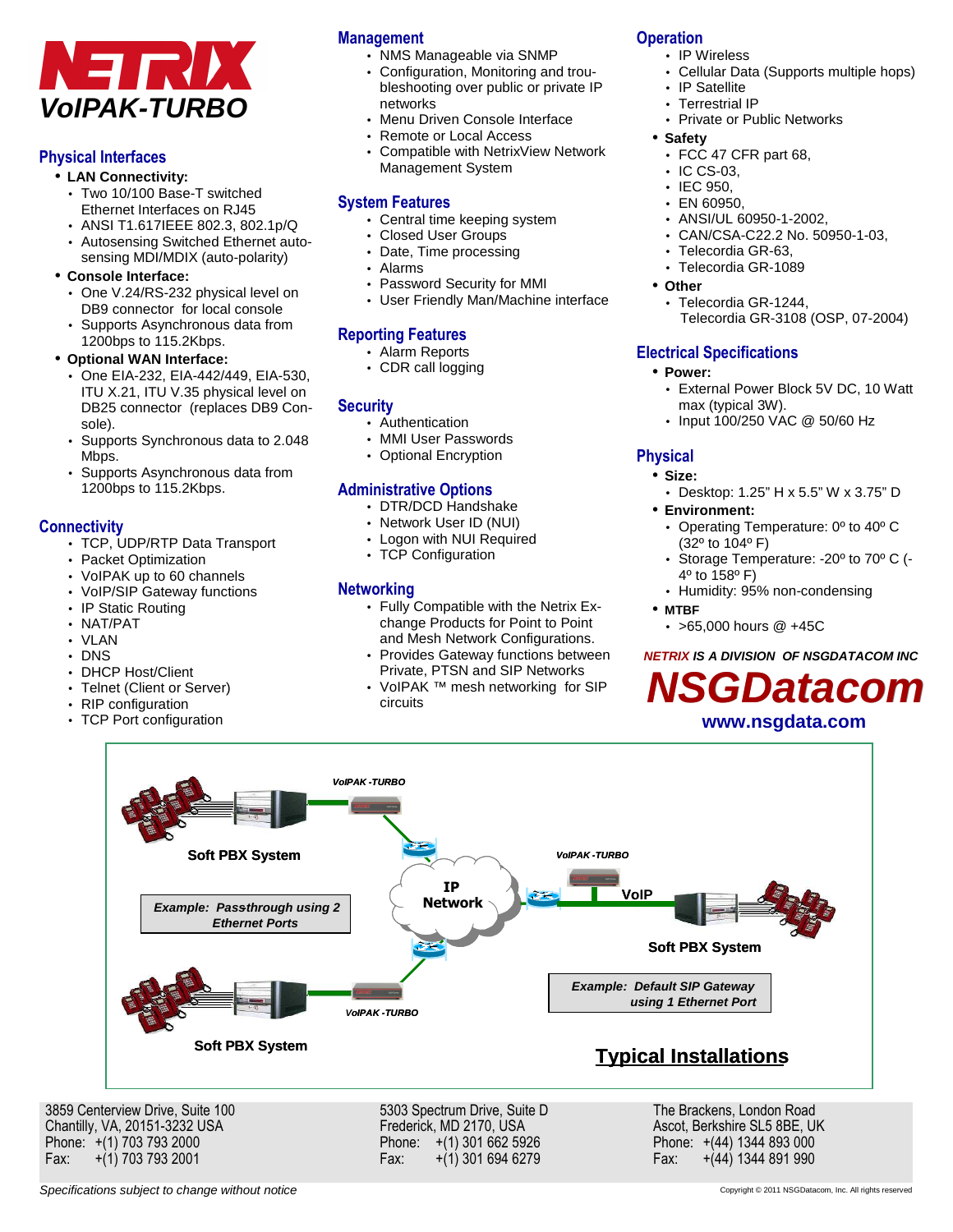# NETRIX
## VoIPAK-TURBO

### Physical Interfaces

- **LAN Connectivity:**
  - Two 10/100 Base-T switched Ethernet Interfaces on RJ45
  - ANSI T1.617IEEE 802.3, 802.1p/Q
  - Autosensing Switched Ethernet auto-sensing MDI/MDIX (auto-polarity)
- **Console Interface:**
  - One V.24/RS-232 physical level on DB9 connector for local console
  - Supports Asynchronous data from 1200bps to 115.2Kbps.
- **Optional WAN Interface:**
  - One EIA-232, EIA-442/449, EIA-530, ITU X.21, ITU V.35 physical level on DB25 connector (replaces DB9 Console).
  - Supports Synchronous data to 2.048 Mbps.
  - Supports Asynchronous data from 1200bps to 115.2Kbps.

### Connectivity

- TCP, UDP/RTP Data Transport
- Packet Optimization
- VoIPAK up to 60 channels
- VoIP/SIP Gateway functions
- IP Static Routing
- NAT/PAT
- VLAN
- DNS
- DHCP Host/Client
- Telnet (Client or Server)
- RIP configuration
- TCP Port configuration

### Management

- NMS Manageable via SNMP
- Configuration, Monitoring and troubleshooting over public or private IP networks
- Menu Driven Console Interface
- Remote or Local Access
- Compatible with NetrixView Network Management System

### System Features

- Central time keeping system
- Closed User Groups
- Date, Time processing
- Alarms
- Password Security for MMI
- User Friendly Man/Machine interface

### Reporting Features

- Alarm Reports
- CDR call logging

### Security

- Authentication
- MMI User Passwords
- Optional Encryption

### Administrative Options

- DTR/DCD Handshake
- Network User ID (NUI)
- Logon with NUI Required
- TCP Configuration

### Networking

- Fully Compatible with the Netrix Exchange Products for Point to Point and Mesh Network Configurations.
- Provides Gateway functions between Private, PTSN and SIP Networks
- VoIPAK ™ mesh networking for SIP circuits

### Operation

- IP Wireless
- Cellular Data (Supports multiple hops)
- IP Satellite
- Terrestrial IP
- Private or Public Networks
- **Safety**
  - FCC 47 CFR part 68,
  - IC CS-03,
  - IEC 950,
  - EN 60950,
  - ANSI/UL 60950-1-2002,
  - CAN/CSA-C22.2 No. 50950-1-03,
  - Telecordia GR-63,
  - Telecordia GR-1089
- **Other**
  - Telecordia GR-1244, Telecordia GR-3108 (OSP, 07-2004)

### Electrical Specifications

- **Power:**
  - External Power Block 5V DC, 10 Watt max (typical 3W).
  - Input 100/250 VAC @ 50/60 Hz

### Physical

- **Size:**
  - Desktop: 1.25" H x 5.5" W x 3.75" D
- **Environment:**
  - Operating Temperature: 0º to 40º C (32º to 104º F)
  - Storage Temperature: -20º to 70º C (-4º to 158º F)
  - Humidity: 95% non-condensing
- **MTBF**
  - >65,000 hours @ +45C

***NETRIX IS A DIVISION OF NSGDATACOM INC***

**NSGDatacom**

**www.nsgdata.com**

VoIPAK -TURBO

Soft PBX System

Example: Passthrough using 2 Ethernet Ports

IP Network

VoIPAK -TURBO

VoIP

Soft PBX System

Example: Default SIP Gateway using 1 Ethernet Port

VoIPAK -TURBO

Soft PBX System

**Typical Installations**

3859 Centerview Drive, Suite 100
Chantilly, VA, 20151-3232 USA
Phone: +(1) 703 793 2000
Fax: +(1) 703 793 2001

5303 Spectrum Drive, Suite D
Frederick, MD 2170, USA
Phone: +(1) 301 662 5926
Fax: +(1) 301 694 6279

The Brackens, London Road
Ascot, Berkshire SL5 8BE, UK
Phone: +(44) 1344 893 000
Fax: +(44) 1344 891 990

*Specifications subject to change without notice*

Copyright © 2011 NSGDatacom, Inc. All rights reserved